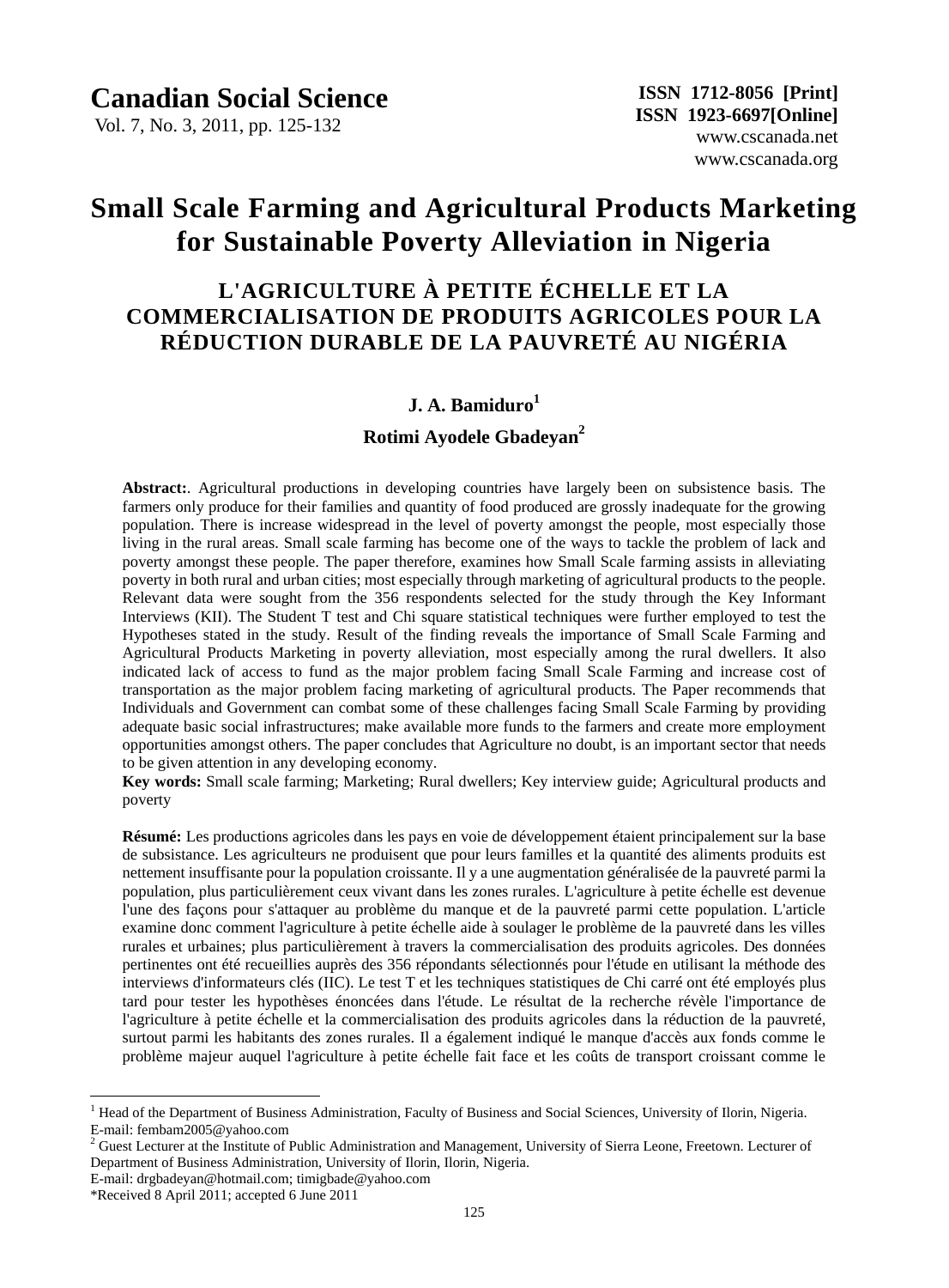# Small Scale Farming and Agricultural Products Marketing for Sustainable Poverty Alleviation in Nigeria

## L'AGRICULTURE À PETITE ÉCHELLE ET LA COMMERCIALISATION DE PRODUITS AGRICOLES POUR LA RÉDUCTION DURABLE DE LA PAUVRETÉ AU NIGÉRIA

**J. A. Bamiduro**[1]

**Rotimi Ayodele Gbadeyan**[2]

**Abstract:**. Agricultural productions in developing countries have largely been on subsistence basis. The farmers only produce for their families and quantity of food produced are grossly inadequate for the growing population. There is increase widespread in the level of poverty amongst the people, most especially those living in the rural areas. Small scale farming has become one of the ways to tackle the problem of lack and poverty amongst these people. The paper therefore, examines how Small Scale farming assists in alleviating poverty in both rural and urban cities; most especially through marketing of agricultural products to the people. Relevant data were sought from the 356 respondents selected for the study through the Key Informant Interviews (KII). The Student T test and Chi square statistical techniques were further employed to test the Hypotheses stated in the study. Result of the finding reveals the importance of Small Scale Farming and Agricultural Products Marketing in poverty alleviation, most especially among the rural dwellers. It also indicated lack of access to fund as the major problem facing Small Scale Farming and increase cost of transportation as the major problem facing marketing of agricultural products. The Paper recommends that Individuals and Government can combat some of these challenges facing Small Scale Farming by providing adequate basic social infrastructures; make available more funds to the farmers and create more employment opportunities amongst others. The paper concludes that Agriculture no doubt, is an important sector that needs to be given attention in any developing economy.

**Key words:** Small scale farming; Marketing; Rural dwellers; Key interview guide; Agricultural products and poverty

**Résumé:** Les productions agricoles dans les pays en voie de développement étaient principalement sur la base de subsistance. Les agriculteurs ne produisent que pour leurs familles et la quantité des aliments produits est nettement insuffisante pour la population croissante. Il y a une augmentation généralisée de la pauvreté parmi la population, plus particulièrement ceux vivant dans les zones rurales. L'agriculture à petite échelle est devenue l'une des façons pour s'attaquer au problème du manque et de la pauvreté parmi cette population. L'article examine donc comment l'agriculture à petite échelle aide à soulager le problème de la pauvreté dans les villes rurales et urbaines; plus particulièrement à travers la commercialisation des produits agricoles. Des données pertinentes ont été recueillies auprès des 356 répondants sélectionnés pour l'étude en utilisant la méthode des interviews d'informateurs clés (IIC). Le test T et les techniques statistiques de Chi carré ont été employés plus tard pour tester les hypothèses énoncées dans l'étude. Le résultat de la recherche révèle l'importance de l'agriculture à petite échelle et la commercialisation des produits agricoles dans la réduction de la pauvreté, surtout parmi les habitants des zones rurales. Il a également indiqué le manque d'accès aux fonds comme le problème majeur auquel l'agriculture à petite échelle fait face et les coûts de transport croissant comme le

---

[1] Head of the Department of Business Administration, Faculty of Business and Social Sciences, University of Ilorin, Nigeria. E-mail: fembam2005@yahoo.com

[2] Guest Lecturer at the Institute of Public Administration and Management, University of Sierra Leone, Freetown. Lecturer of Department of Business Administration, University of Ilorin, Ilorin, Nigeria.
E-mail: drgbadeyan@hotmail.com; timigbade@yahoo.com

*Received 8 April 2011; accepted 6 June 2011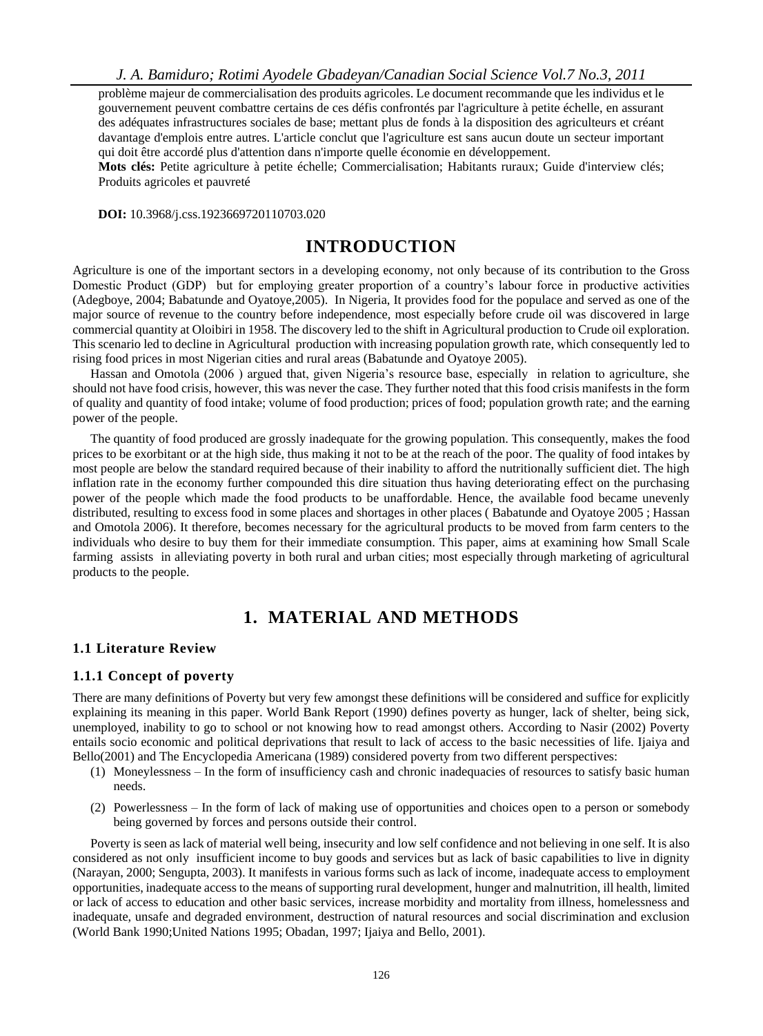problème majeur de commercialisation des produits agricoles. Le document recommande que les individus et le gouvernement peuvent combattre certains de ces défis confrontés par l'agriculture à petite échelle, en assurant des adéquates infrastructures sociales de base; mettant plus de fonds à la disposition des agriculteurs et créant davantage d'emplois entre autres. L'article conclut que l'agriculture est sans aucun doute un secteur important qui doit être accordé plus d'attention dans n'importe quelle économie en développement.

**Mots clés:** Petite agriculture à petite échelle; Commercialisation; Habitants ruraux; Guide d'interview clés; Produits agricoles et pauvreté

**DOI:** 10.3968/j.css.1923669720110703.020

# INTRODUCTION

Agriculture is one of the important sectors in a developing economy, not only because of its contribution to the Gross Domestic Product (GDP) but for employing greater proportion of a country's labour force in productive activities (Adegboye, 2004; Babatunde and Oyatoye,2005). In Nigeria, It provides food for the populace and served as one of the major source of revenue to the country before independence, most especially before crude oil was discovered in large commercial quantity at Oloibiri in 1958. The discovery led to the shift in Agricultural production to Crude oil exploration. This scenario led to decline in Agricultural production with increasing population growth rate, which consequently led to rising food prices in most Nigerian cities and rural areas (Babatunde and Oyatoye 2005).

Hassan and Omotola (2006 ) argued that, given Nigeria's resource base, especially in relation to agriculture, she should not have food crisis, however, this was never the case. They further noted that this food crisis manifests in the form of quality and quantity of food intake; volume of food production; prices of food; population growth rate; and the earning power of the people.

The quantity of food produced are grossly inadequate for the growing population. This consequently, makes the food prices to be exorbitant or at the high side, thus making it not to be at the reach of the poor. The quality of food intakes by most people are below the standard required because of their inability to afford the nutritionally sufficient diet. The high inflation rate in the economy further compounded this dire situation thus having deteriorating effect on the purchasing power of the people which made the food products to be unaffordable. Hence, the available food became unevenly distributed, resulting to excess food in some places and shortages in other places ( Babatunde and Oyatoye 2005 ; Hassan and Omotola 2006). It therefore, becomes necessary for the agricultural products to be moved from farm centers to the individuals who desire to buy them for their immediate consumption. This paper, aims at examining how Small Scale farming assists in alleviating poverty in both rural and urban cities; most especially through marketing of agricultural products to the people.

# 1. MATERIAL AND METHODS

## 1.1 Literature Review

### 1.1.1 Concept of poverty

There are many definitions of Poverty but very few amongst these definitions will be considered and suffice for explicitly explaining its meaning in this paper. World Bank Report (1990) defines poverty as hunger, lack of shelter, being sick, unemployed, inability to go to school or not knowing how to read amongst others. According to Nasir (2002) Poverty entails socio economic and political deprivations that result to lack of access to the basic necessities of life. Ijaiya and Bello(2001) and The Encyclopedia Americana (1989) considered poverty from two different perspectives:

(1) Moneylessness – In the form of insufficiency cash and chronic inadequacies of resources to satisfy basic human needs.

(2) Powerlessness – In the form of lack of making use of opportunities and choices open to a person or somebody being governed by forces and persons outside their control.

Poverty is seen as lack of material well being, insecurity and low self confidence and not believing in one self. It is also considered as not only insufficient income to buy goods and services but as lack of basic capabilities to live in dignity (Narayan, 2000; Sengupta, 2003). It manifests in various forms such as lack of income, inadequate access to employment opportunities, inadequate access to the means of supporting rural development, hunger and malnutrition, ill health, limited or lack of access to education and other basic services, increase morbidity and mortality from illness, homelessness and inadequate, unsafe and degraded environment, destruction of natural resources and social discrimination and exclusion (World Bank 1990;United Nations 1995; Obadan, 1997; Ijaiya and Bello, 2001).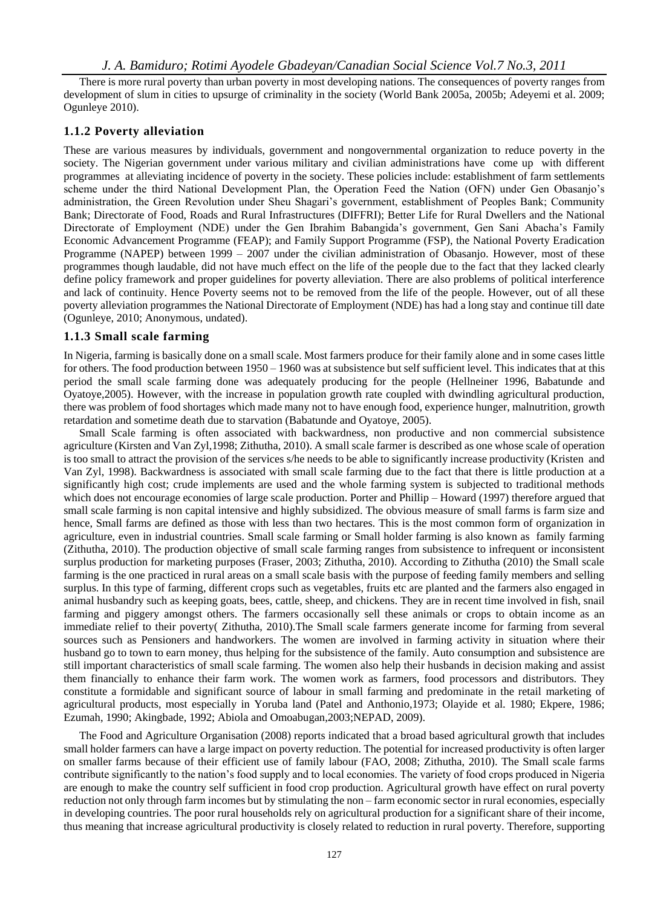There is more rural poverty than urban poverty in most developing nations. The consequences of poverty ranges from development of slum in cities to upsurge of criminality in the society (World Bank 2005a, 2005b; Adeyemi et al. 2009; Ogunleye 2010).

### 1.1.2 Poverty alleviation

These are various measures by individuals, government and nongovernmental organization to reduce poverty in the society. The Nigerian government under various military and civilian administrations have come up with different programmes at alleviating incidence of poverty in the society. These policies include: establishment of farm settlements scheme under the third National Development Plan, the Operation Feed the Nation (OFN) under Gen Obasanjo's administration, the Green Revolution under Sheu Shagari's government, establishment of Peoples Bank; Community Bank; Directorate of Food, Roads and Rural Infrastructures (DIFFRI); Better Life for Rural Dwellers and the National Directorate of Employment (NDE) under the Gen Ibrahim Babangida's government, Gen Sani Abacha's Family Economic Advancement Programme (FEAP); and Family Support Programme (FSP), the National Poverty Eradication Programme (NAPEP) between 1999 – 2007 under the civilian administration of Obasanjo. However, most of these programmes though laudable, did not have much effect on the life of the people due to the fact that they lacked clearly define policy framework and proper guidelines for poverty alleviation. There are also problems of political interference and lack of continuity. Hence Poverty seems not to be removed from the life of the people. However, out of all these poverty alleviation programmes the National Directorate of Employment (NDE) has had a long stay and continue till date (Ogunleye, 2010; Anonymous, undated).

### 1.1.3 Small scale farming

In Nigeria, farming is basically done on a small scale. Most farmers produce for their family alone and in some cases little for others. The food production between 1950 – 1960 was at subsistence but self sufficient level. This indicates that at this period the small scale farming done was adequately producing for the people (Hellneiner 1996, Babatunde and Oyatoye,2005). However, with the increase in population growth rate coupled with dwindling agricultural production, there was problem of food shortages which made many not to have enough food, experience hunger, malnutrition, growth retardation and sometime death due to starvation (Babatunde and Oyatoye, 2005).

Small Scale farming is often associated with backwardness, non productive and non commercial subsistence agriculture (Kirsten and Van Zyl,1998; Zithutha, 2010). A small scale farmer is described as one whose scale of operation is too small to attract the provision of the services s/he needs to be able to significantly increase productivity (Kristen and Van Zyl, 1998). Backwardness is associated with small scale farming due to the fact that there is little production at a significantly high cost; crude implements are used and the whole farming system is subjected to traditional methods which does not encourage economies of large scale production. Porter and Phillip – Howard (1997) therefore argued that small scale farming is non capital intensive and highly subsidized. The obvious measure of small farms is farm size and hence, Small farms are defined as those with less than two hectares. This is the most common form of organization in agriculture, even in industrial countries. Small scale farming or Small holder farming is also known as family farming (Zithutha, 2010). The production objective of small scale farming ranges from subsistence to infrequent or inconsistent surplus production for marketing purposes (Fraser, 2003; Zithutha, 2010). According to Zithutha (2010) the Small scale farming is the one practiced in rural areas on a small scale basis with the purpose of feeding family members and selling surplus. In this type of farming, different crops such as vegetables, fruits etc are planted and the farmers also engaged in animal husbandry such as keeping goats, bees, cattle, sheep, and chickens. They are in recent time involved in fish, snail farming and piggery amongst others. The farmers occasionally sell these animals or crops to obtain income as an immediate relief to their poverty( Zithutha, 2010).The Small scale farmers generate income for farming from several sources such as Pensioners and handworkers. The women are involved in farming activity in situation where their husband go to town to earn money, thus helping for the subsistence of the family. Auto consumption and subsistence are still important characteristics of small scale farming. The women also help their husbands in decision making and assist them financially to enhance their farm work. The women work as farmers, food processors and distributors. They constitute a formidable and significant source of labour in small farming and predominate in the retail marketing of agricultural products, most especially in Yoruba land (Patel and Anthonio,1973; Olayide et al. 1980; Ekpere, 1986; Ezumah, 1990; Akingbade, 1992; Abiola and Omoabugan,2003;NEPAD, 2009).

The Food and Agriculture Organisation (2008) reports indicated that a broad based agricultural growth that includes small holder farmers can have a large impact on poverty reduction. The potential for increased productivity is often larger on smaller farms because of their efficient use of family labour (FAO, 2008; Zithutha, 2010). The Small scale farms contribute significantly to the nation's food supply and to local economies. The variety of food crops produced in Nigeria are enough to make the country self sufficient in food crop production. Agricultural growth have effect on rural poverty reduction not only through farm incomes but by stimulating the non – farm economic sector in rural economies, especially in developing countries. The poor rural households rely on agricultural production for a significant share of their income, thus meaning that increase agricultural productivity is closely related to reduction in rural poverty. Therefore, supporting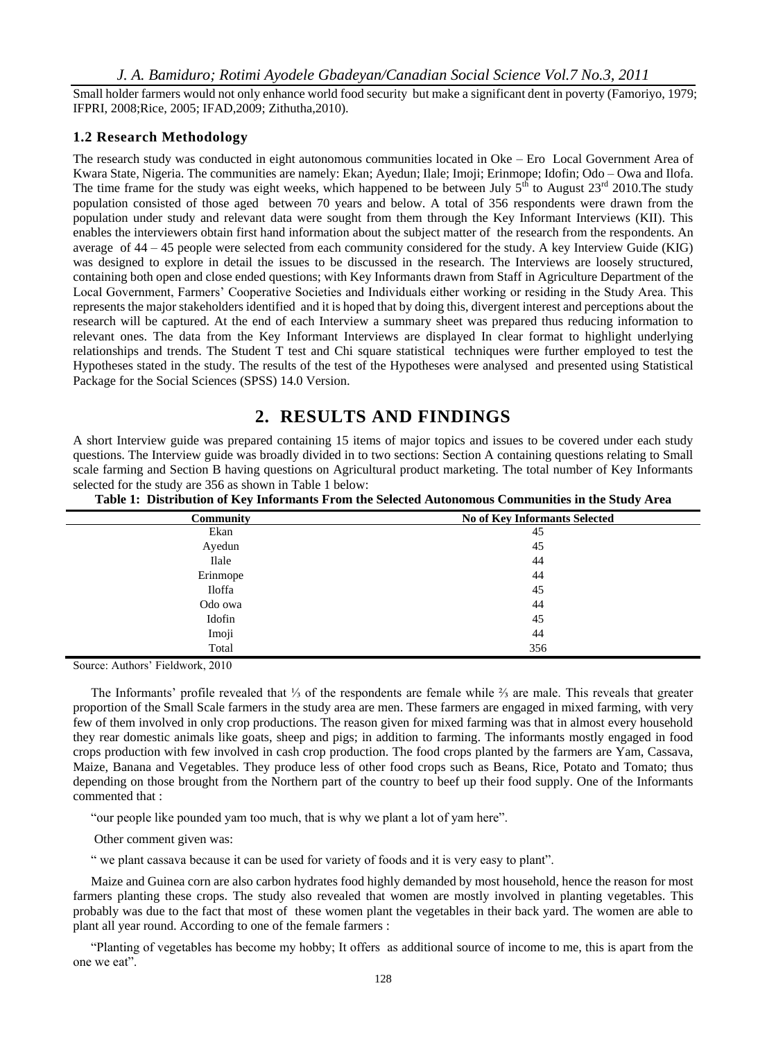Small holder farmers would not only enhance world food security but make a significant dent in poverty (Famoriyo, 1979; IFPRI, 2008;Rice, 2005; IFAD,2009; Zithutha,2010).

### 1.2 Research Methodology

The research study was conducted in eight autonomous communities located in Oke – Ero Local Government Area of Kwara State, Nigeria. The communities are namely: Ekan; Ayedun; Ilale; Imoji; Erinmope; Idofin; Odo – Owa and Ilofa. The time frame for the study was eight weeks, which happened to be between July 5th to August 23rd 2010.The study population consisted of those aged between 70 years and below. A total of 356 respondents were drawn from the population under study and relevant data were sought from them through the Key Informant Interviews (KII). This enables the interviewers obtain first hand information about the subject matter of the research from the respondents. An average of 44 – 45 people were selected from each community considered for the study. A key Interview Guide (KIG) was designed to explore in detail the issues to be discussed in the research. The Interviews are loosely structured, containing both open and close ended questions; with Key Informants drawn from Staff in Agriculture Department of the Local Government, Farmers' Cooperative Societies and Individuals either working or residing in the Study Area. This represents the major stakeholders identified and it is hoped that by doing this, divergent interest and perceptions about the research will be captured. At the end of each Interview a summary sheet was prepared thus reducing information to relevant ones. The data from the Key Informant Interviews are displayed In clear format to highlight underlying relationships and trends. The Student T test and Chi square statistical techniques were further employed to test the Hypotheses stated in the study. The results of the test of the Hypotheses were analysed and presented using Statistical Package for the Social Sciences (SPSS) 14.0 Version.

## 2. RESULTS AND FINDINGS

A short Interview guide was prepared containing 15 items of major topics and issues to be covered under each study questions. The Interview guide was broadly divided in to two sections: Section A containing questions relating to Small scale farming and Section B having questions on Agricultural product marketing. The total number of Key Informants selected for the study are 356 as shown in Table 1 below:

**Table 1: Distribution of Key Informants From the Selected Autonomous Communities in the Study Area**

| Community | No of Key Informants Selected |
|---|---|
| Ekan | 45 |
| Ayedun | 45 |
| Ilale | 44 |
| Erinmope | 44 |
| Iloffa | 45 |
| Odo owa | 44 |
| Idofin | 45 |
| Imoji | 44 |
| Total | 356 |

Source: Authors' Fieldwork, 2010

The Informants' profile revealed that ⅓ of the respondents are female while ⅔ are male. This reveals that greater proportion of the Small Scale farmers in the study area are men. These farmers are engaged in mixed farming, with very few of them involved in only crop productions. The reason given for mixed farming was that in almost every household they rear domestic animals like goats, sheep and pigs; in addition to farming. The informants mostly engaged in food crops production with few involved in cash crop production. The food crops planted by the farmers are Yam, Cassava, Maize, Banana and Vegetables. They produce less of other food crops such as Beans, Rice, Potato and Tomato; thus depending on those brought from the Northern part of the country to beef up their food supply. One of the Informants commented that :

"our people like pounded yam too much, that is why we plant a lot of yam here".

Other comment given was:

" we plant cassava because it can be used for variety of foods and it is very easy to plant".

Maize and Guinea corn are also carbon hydrates food highly demanded by most household, hence the reason for most farmers planting these crops. The study also revealed that women are mostly involved in planting vegetables. This probably was due to the fact that most of these women plant the vegetables in their back yard. The women are able to plant all year round. According to one of the female farmers :

"Planting of vegetables has become my hobby; It offers as additional source of income to me, this is apart from the one we eat".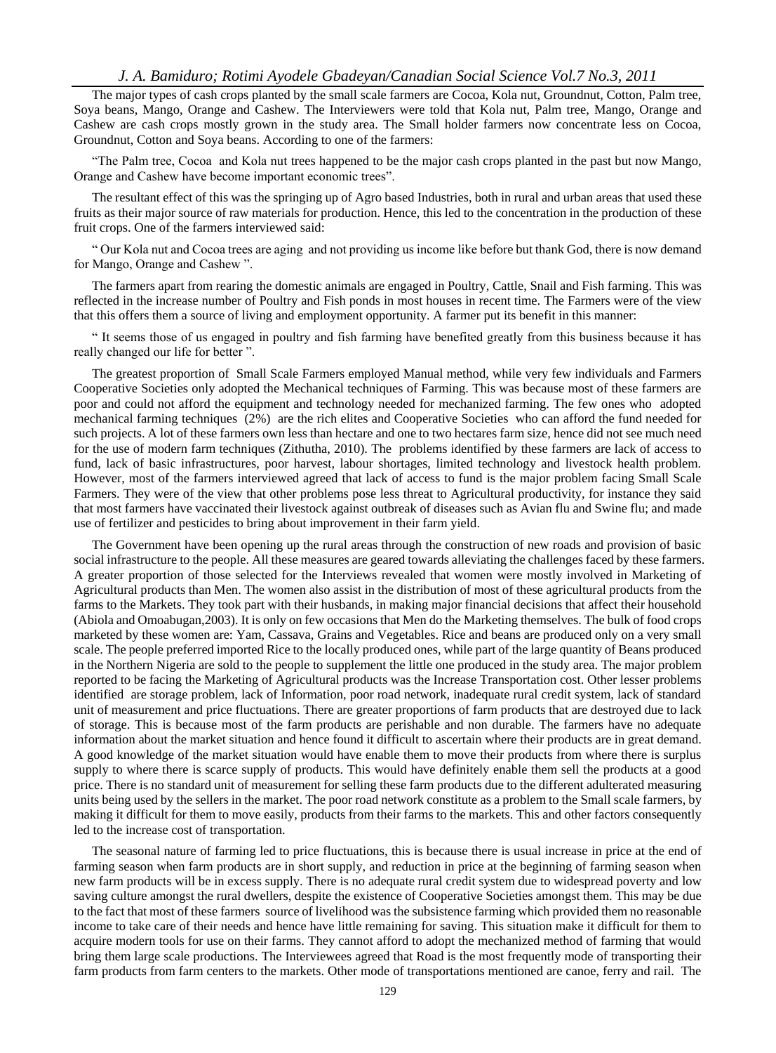The major types of cash crops planted by the small scale farmers are Cocoa, Kola nut, Groundnut, Cotton, Palm tree, Soya beans, Mango, Orange and Cashew. The Interviewers were told that Kola nut, Palm tree, Mango, Orange and Cashew are cash crops mostly grown in the study area. The Small holder farmers now concentrate less on Cocoa, Groundnut, Cotton and Soya beans. According to one of the farmers:

"The Palm tree, Cocoa and Kola nut trees happened to be the major cash crops planted in the past but now Mango, Orange and Cashew have become important economic trees".

The resultant effect of this was the springing up of Agro based Industries, both in rural and urban areas that used these fruits as their major source of raw materials for production. Hence, this led to the concentration in the production of these fruit crops. One of the farmers interviewed said:

" Our Kola nut and Cocoa trees are aging and not providing us income like before but thank God, there is now demand for Mango, Orange and Cashew ".

The farmers apart from rearing the domestic animals are engaged in Poultry, Cattle, Snail and Fish farming. This was reflected in the increase number of Poultry and Fish ponds in most houses in recent time. The Farmers were of the view that this offers them a source of living and employment opportunity. A farmer put its benefit in this manner:

" It seems those of us engaged in poultry and fish farming have benefited greatly from this business because it has really changed our life for better ".

The greatest proportion of Small Scale Farmers employed Manual method, while very few individuals and Farmers Cooperative Societies only adopted the Mechanical techniques of Farming. This was because most of these farmers are poor and could not afford the equipment and technology needed for mechanized farming. The few ones who adopted mechanical farming techniques (2%) are the rich elites and Cooperative Societies who can afford the fund needed for such projects. A lot of these farmers own less than hectare and one to two hectares farm size, hence did not see much need for the use of modern farm techniques (Zithutha, 2010). The problems identified by these farmers are lack of access to fund, lack of basic infrastructures, poor harvest, labour shortages, limited technology and livestock health problem. However, most of the farmers interviewed agreed that lack of access to fund is the major problem facing Small Scale Farmers. They were of the view that other problems pose less threat to Agricultural productivity, for instance they said that most farmers have vaccinated their livestock against outbreak of diseases such as Avian flu and Swine flu; and made use of fertilizer and pesticides to bring about improvement in their farm yield.

The Government have been opening up the rural areas through the construction of new roads and provision of basic social infrastructure to the people. All these measures are geared towards alleviating the challenges faced by these farmers. A greater proportion of those selected for the Interviews revealed that women were mostly involved in Marketing of Agricultural products than Men. The women also assist in the distribution of most of these agricultural products from the farms to the Markets. They took part with their husbands, in making major financial decisions that affect their household (Abiola and Omoabugan,2003). It is only on few occasions that Men do the Marketing themselves. The bulk of food crops marketed by these women are: Yam, Cassava, Grains and Vegetables. Rice and beans are produced only on a very small scale. The people preferred imported Rice to the locally produced ones, while part of the large quantity of Beans produced in the Northern Nigeria are sold to the people to supplement the little one produced in the study area. The major problem reported to be facing the Marketing of Agricultural products was the Increase Transportation cost. Other lesser problems identified are storage problem, lack of Information, poor road network, inadequate rural credit system, lack of standard unit of measurement and price fluctuations. There are greater proportions of farm products that are destroyed due to lack of storage. This is because most of the farm products are perishable and non durable. The farmers have no adequate information about the market situation and hence found it difficult to ascertain where their products are in great demand. A good knowledge of the market situation would have enable them to move their products from where there is surplus supply to where there is scarce supply of products. This would have definitely enable them sell the products at a good price. There is no standard unit of measurement for selling these farm products due to the different adulterated measuring units being used by the sellers in the market. The poor road network constitute as a problem to the Small scale farmers, by making it difficult for them to move easily, products from their farms to the markets. This and other factors consequently led to the increase cost of transportation.

The seasonal nature of farming led to price fluctuations, this is because there is usual increase in price at the end of farming season when farm products are in short supply, and reduction in price at the beginning of farming season when new farm products will be in excess supply. There is no adequate rural credit system due to widespread poverty and low saving culture amongst the rural dwellers, despite the existence of Cooperative Societies amongst them. This may be due to the fact that most of these farmers source of livelihood was the subsistence farming which provided them no reasonable income to take care of their needs and hence have little remaining for saving. This situation make it difficult for them to acquire modern tools for use on their farms. They cannot afford to adopt the mechanized method of farming that would bring them large scale productions. The Interviewees agreed that Road is the most frequently mode of transporting their farm products from farm centers to the markets. Other mode of transportations mentioned are canoe, ferry and rail. The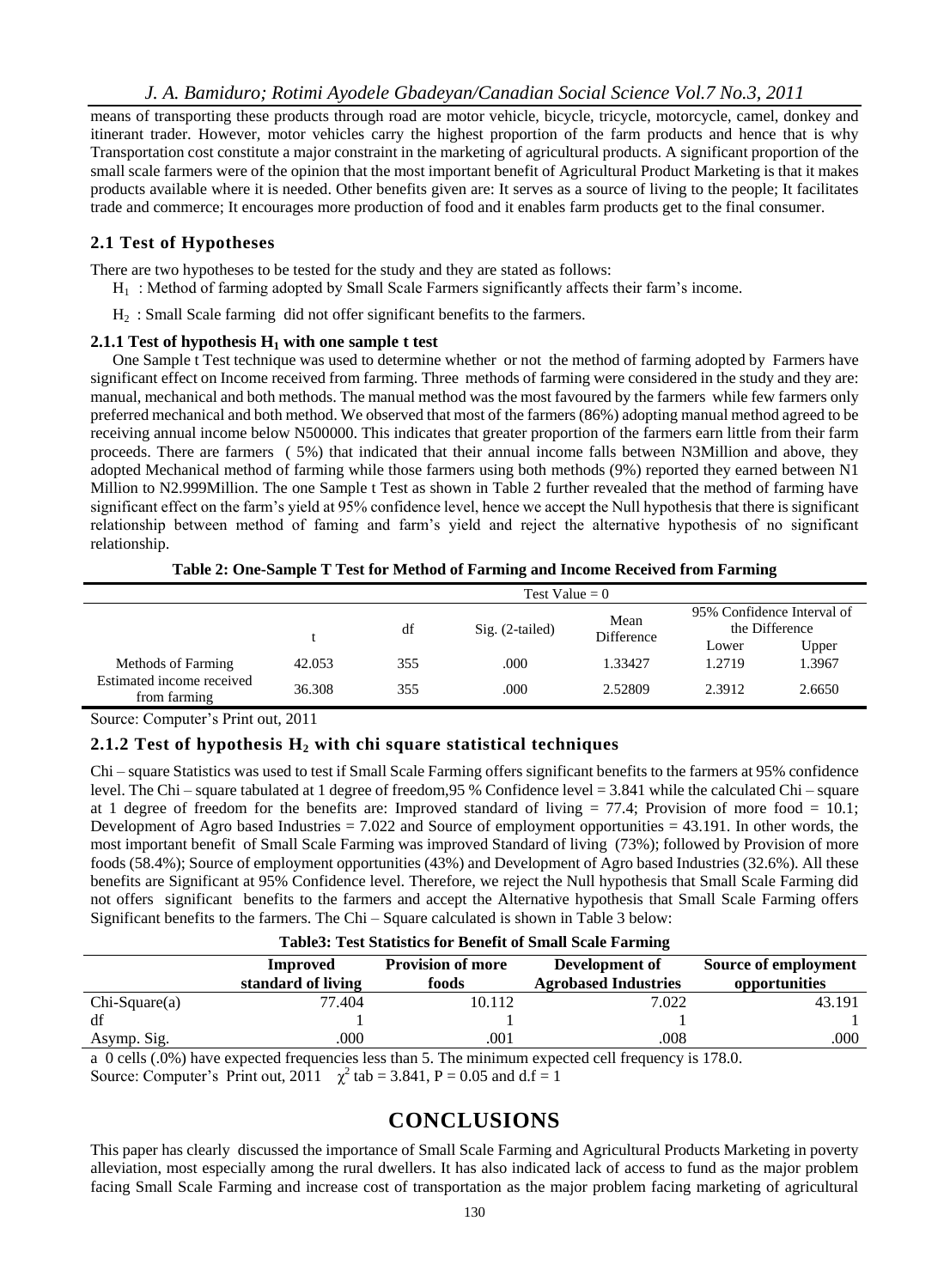means of transporting these products through road are motor vehicle, bicycle, tricycle, motorcycle, camel, donkey and itinerant trader. However, motor vehicles carry the highest proportion of the farm products and hence that is why Transportation cost constitute a major constraint in the marketing of agricultural products. A significant proportion of the small scale farmers were of the opinion that the most important benefit of Agricultural Product Marketing is that it makes products available where it is needed. Other benefits given are: It serves as a source of living to the people; It facilitates trade and commerce; It encourages more production of food and it enables farm products get to the final consumer.

## 2.1 Test of Hypotheses

There are two hypotheses to be tested for the study and they are stated as follows:

$H_1$ : Method of farming adopted by Small Scale Farmers significantly affects their farm's income.

$H_2$ : Small Scale farming did not offer significant benefits to the farmers.

### 2.1.1 Test of hypothesis $H_1$ with one sample t test

One Sample t Test technique was used to determine whether or not the method of farming adopted by Farmers have significant effect on Income received from farming. Three methods of farming were considered in the study and they are: manual, mechanical and both methods. The manual method was the most favoured by the farmers while few farmers only preferred mechanical and both method. We observed that most of the farmers (86%) adopting manual method agreed to be receiving annual income below N500000. This indicates that greater proportion of the farmers earn little from their farm proceeds. There are farmers ( 5%) that indicated that their annual income falls between N3Million and above, they adopted Mechanical method of farming while those farmers using both methods (9%) reported they earned between N1 Million to N2.999Million. The one Sample t Test as shown in Table 2 further revealed that the method of farming have significant effect on the farm's yield at 95% confidence level, hence we accept the Null hypothesis that there is significant relationship between method of faming and farm's yield and reject the alternative hypothesis of no significant relationship.

**Table 2: One-Sample T Test for Method of Farming and Income Received from Farming**

| | Test Value = 0 | | | | | |
|---|---|---|---|---|---|---|
| | t | df | Sig. (2-tailed) | Mean Difference | 95% Confidence Interval of the Difference | |
| | | | | | Lower | Upper |
| Methods of Farming | 42.053 | 355 | .000 | 1.33427 | 1.2719 | 1.3967 |
| Estimated income received from farming | 36.308 | 355 | .000 | 2.52809 | 2.3912 | 2.6650 |

Source: Computer's Print out, 2011

### 2.1.2 Test of hypothesis $H_2$ with chi square statistical techniques

Chi – square Statistics was used to test if Small Scale Farming offers significant benefits to the farmers at 95% confidence level. The Chi – square tabulated at 1 degree of freedom,95 % Confidence level = 3.841 while the calculated Chi – square at 1 degree of freedom for the benefits are: Improved standard of living = 77.4; Provision of more food = 10.1; Development of Agro based Industries = 7.022 and Source of employment opportunities = 43.191. In other words, the most important benefit of Small Scale Farming was improved Standard of living (73%); followed by Provision of more foods (58.4%); Source of employment opportunities (43%) and Development of Agro based Industries (32.6%). All these benefits are Significant at 95% Confidence level. Therefore, we reject the Null hypothesis that Small Scale Farming did not offers significant benefits to the farmers and accept the Alternative hypothesis that Small Scale Farming offers Significant benefits to the farmers. The Chi – Square calculated is shown in Table 3 below:

**Table3: Test Statistics for Benefit of Small Scale Farming**

| | Improved standard of living | Provision of more foods | Development of Agrobased Industries | Source of employment opportunities |
|---|---|---|---|---|
| Chi-Square(a) | 77.404 | 10.112 | 7.022 | 43.191 |
| df | 1 | 1 | 1 | 1 |
| Asymp. Sig. | .000 | .001 | .008 | .000 |

a 0 cells (.0%) have expected frequencies less than 5. The minimum expected cell frequency is 178.0.

Source: Computer's Print out, 2011 $\chi^2$ tab = 3.841, P = 0.05 and d.f = 1

# CONCLUSIONS

This paper has clearly discussed the importance of Small Scale Farming and Agricultural Products Marketing in poverty alleviation, most especially among the rural dwellers. It has also indicated lack of access to fund as the major problem facing Small Scale Farming and increase cost of transportation as the major problem facing marketing of agricultural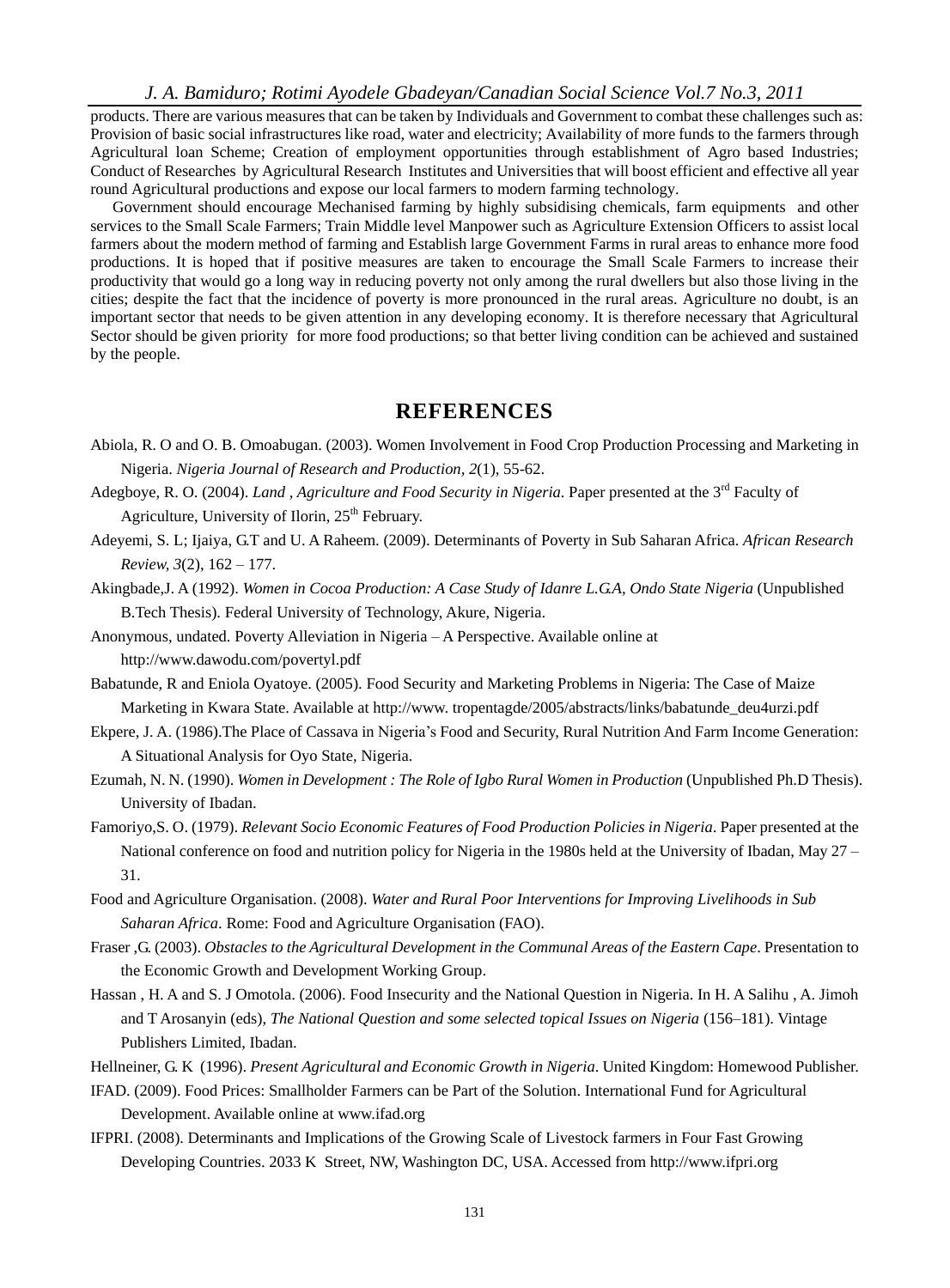products. There are various measures that can be taken by Individuals and Government to combat these challenges such as: Provision of basic social infrastructures like road, water and electricity; Availability of more funds to the farmers through Agricultural loan Scheme; Creation of employment opportunities through establishment of Agro based Industries; Conduct of Researches by Agricultural Research Institutes and Universities that will boost efficient and effective all year round Agricultural productions and expose our local farmers to modern farming technology.

Government should encourage Mechanised farming by highly subsidising chemicals, farm equipments and other services to the Small Scale Farmers; Train Middle level Manpower such as Agriculture Extension Officers to assist local farmers about the modern method of farming and Establish large Government Farms in rural areas to enhance more food productions. It is hoped that if positive measures are taken to encourage the Small Scale Farmers to increase their productivity that would go a long way in reducing poverty not only among the rural dwellers but also those living in the cities; despite the fact that the incidence of poverty is more pronounced in the rural areas. Agriculture no doubt, is an important sector that needs to be given attention in any developing economy. It is therefore necessary that Agricultural Sector should be given priority for more food productions; so that better living condition can be achieved and sustained by the people.

## REFERENCES

Abiola, R. O and O. B. Omoabugan. (2003). Women Involvement in Food Crop Production Processing and Marketing in Nigeria. *Nigeria Journal of Research and Production, 2*(1), 55-62.

Adegboye, R. O. (2004). *Land , Agriculture and Food Security in Nigeria*. Paper presented at the 3rd Faculty of Agriculture, University of Ilorin, 25th February.

Adeyemi, S. L; Ijaiya, G.T and U. A Raheem. (2009). Determinants of Poverty in Sub Saharan Africa. *African Research Review, 3*(2), 162 – 177.

Akingbade,J. A (1992). *Women in Cocoa Production: A Case Study of Idanre L.G.A, Ondo State Nigeria* (Unpublished B.Tech Thesis). Federal University of Technology, Akure, Nigeria.

Anonymous, undated. Poverty Alleviation in Nigeria – A Perspective. Available online at http://www.dawodu.com/povertyl.pdf

Babatunde, R and Eniola Oyatoye. (2005). Food Security and Marketing Problems in Nigeria: The Case of Maize Marketing in Kwara State. Available at http://www. tropentagde/2005/abstracts/links/babatunde_deu4urzi.pdf

Ekpere, J. A. (1986).The Place of Cassava in Nigeria's Food and Security, Rural Nutrition And Farm Income Generation: A Situational Analysis for Oyo State, Nigeria.

Ezumah, N. N. (1990). *Women in Development : The Role of Igbo Rural Women in Production* (Unpublished Ph.D Thesis). University of Ibadan.

Famoriyo,S. O. (1979). *Relevant Socio Economic Features of Food Production Policies in Nigeria*. Paper presented at the National conference on food and nutrition policy for Nigeria in the 1980s held at the University of Ibadan, May 27 – 31.

Food and Agriculture Organisation. (2008). *Water and Rural Poor Interventions for Improving Livelihoods in Sub Saharan Africa*. Rome: Food and Agriculture Organisation (FAO).

Fraser ,G. (2003). *Obstacles to the Agricultural Development in the Communal Areas of the Eastern Cape*. Presentation to the Economic Growth and Development Working Group.

Hassan , H. A and S. J Omotola. (2006). Food Insecurity and the National Question in Nigeria. In H. A Salihu , A. Jimoh and T Arosanyin (eds), *The National Question and some selected topical Issues on Nigeria* (156–181). Vintage Publishers Limited, Ibadan.

Hellneiner, G. K (1996). *Present Agricultural and Economic Growth in Nigeria*. United Kingdom: Homewood Publisher.

IFAD. (2009). Food Prices: Smallholder Farmers can be Part of the Solution. International Fund for Agricultural Development. Available online at www.ifad.org

IFPRI. (2008). Determinants and Implications of the Growing Scale of Livestock farmers in Four Fast Growing Developing Countries. 2033 K Street, NW, Washington DC, USA. Accessed from http://www.ifpri.org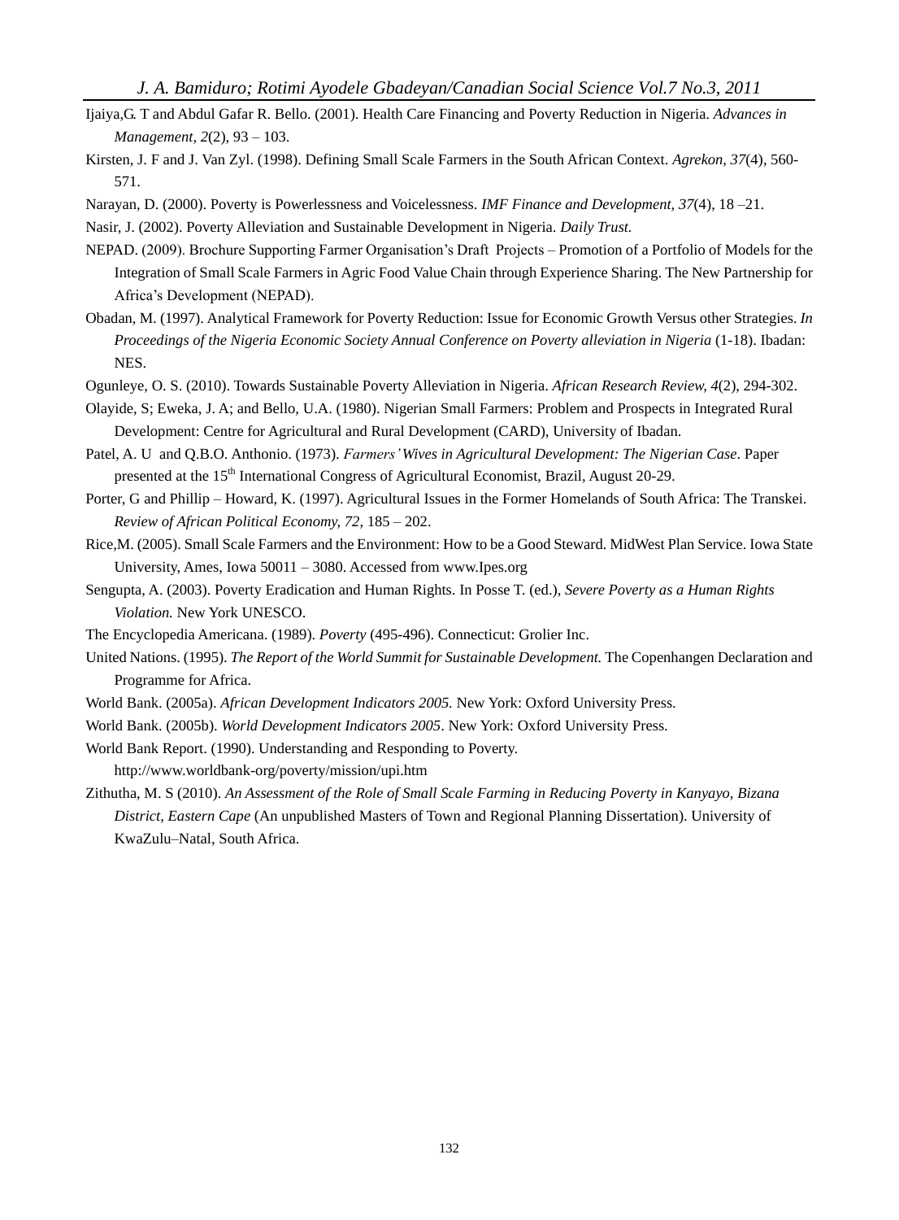Ijaiya,G. T and Abdul Gafar R. Bello. (2001). Health Care Financing and Poverty Reduction in Nigeria. *Advances in Management, 2*(2), 93 – 103.

Kirsten, J. F and J. Van Zyl. (1998). Defining Small Scale Farmers in the South African Context. *Agrekon, 37*(4), 560-571.

Narayan, D. (2000). Poverty is Powerlessness and Voicelessness. *IMF Finance and Development, 37*(4), 18 –21.

Nasir, J. (2002). Poverty Alleviation and Sustainable Development in Nigeria. *Daily Trust.*

NEPAD. (2009). Brochure Supporting Farmer Organisation's Draft Projects – Promotion of a Portfolio of Models for the Integration of Small Scale Farmers in Agric Food Value Chain through Experience Sharing. The New Partnership for Africa's Development (NEPAD).

Obadan, M. (1997). Analytical Framework for Poverty Reduction: Issue for Economic Growth Versus other Strategies. *In Proceedings of the Nigeria Economic Society Annual Conference on Poverty alleviation in Nigeria* (1-18). Ibadan: NES.

Ogunleye, O. S. (2010). Towards Sustainable Poverty Alleviation in Nigeria. *African Research Review, 4*(2), 294-302.

Olayide, S; Eweka, J. A; and Bello, U.A. (1980). Nigerian Small Farmers: Problem and Prospects in Integrated Rural Development: Centre for Agricultural and Rural Development (CARD), University of Ibadan.

Patel, A. U and Q.B.O. Anthonio. (1973). *Farmers' Wives in Agricultural Development: The Nigerian Case*. Paper presented at the 15th International Congress of Agricultural Economist, Brazil, August 20-29.

Porter, G and Phillip – Howard, K. (1997). Agricultural Issues in the Former Homelands of South Africa: The Transkei. *Review of African Political Economy, 72*, 185 – 202.

Rice,M. (2005). Small Scale Farmers and the Environment: How to be a Good Steward. MidWest Plan Service. Iowa State University, Ames, Iowa 50011 – 3080. Accessed from www.Ipes.org

Sengupta, A. (2003). Poverty Eradication and Human Rights. In Posse T. (ed.), *Severe Poverty as a Human Rights Violation.* New York UNESCO.

The Encyclopedia Americana. (1989). *Poverty* (495-496). Connecticut: Grolier Inc.

United Nations. (1995). *The Report of the World Summit for Sustainable Development.* The Copenhagen Declaration and Programme for Africa.

World Bank. (2005a). *African Development Indicators 2005.* New York: Oxford University Press.

World Bank. (2005b). *World Development Indicators 2005*. New York: Oxford University Press.

World Bank Report. (1990). Understanding and Responding to Poverty. http://www.worldbank-org/poverty/mission/upi.htm

Zithutha, M. S (2010). *An Assessment of the Role of Small Scale Farming in Reducing Poverty in Kanyayo, Bizana District, Eastern Cape* (An unpublished Masters of Town and Regional Planning Dissertation). University of KwaZulu–Natal, South Africa.